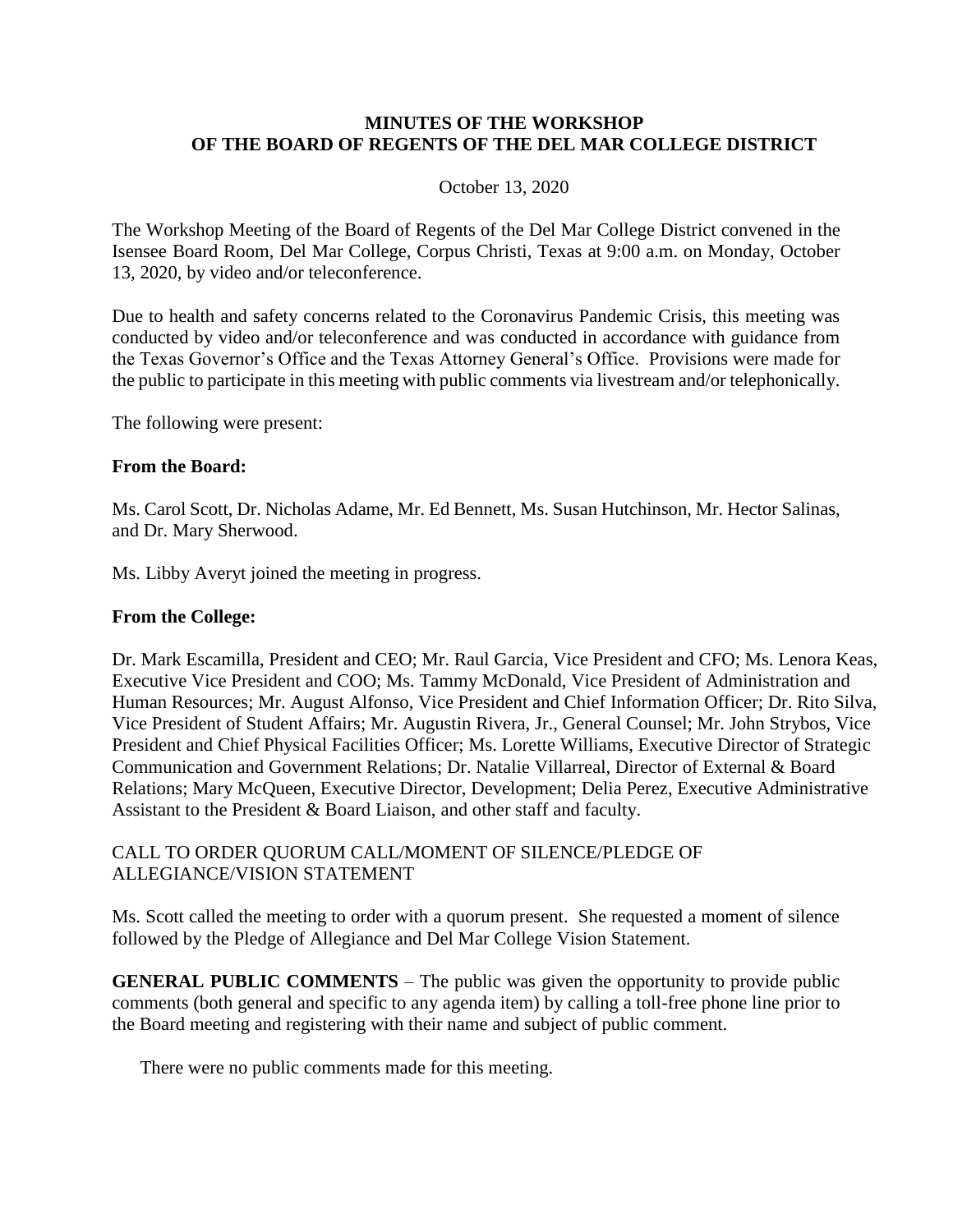# MINUTES OF THE WORKSHOP OF THE BOARD OF REGENTS OF THE DEL MAR COLLEGE DISTRICT

October 13, 2020

The Workshop Meeting of the Board of Regents of the Del Mar College District convened in the Isensee Board Room, Del Mar College, Corpus Christi, Texas at 9:00 a.m. on Monday, October 13, 2020, by video and/or teleconference.

Due to health and safety concerns related to the Coronavirus Pandemic Crisis, this meeting was conducted by video and/or teleconference and was conducted in accordance with guidance from the Texas Governor's Office and the Texas Attorney General's Office. Provisions were made for the public to participate in this meeting with public comments via livestream and/or telephonically.

The following were present:

**From the Board:**

Ms. Carol Scott, Dr. Nicholas Adame, Mr. Ed Bennett, Ms. Susan Hutchinson, Mr. Hector Salinas, and Dr. Mary Sherwood.

Ms. Libby Averyt joined the meeting in progress.

**From the College:**

Dr. Mark Escamilla, President and CEO; Mr. Raul Garcia, Vice President and CFO; Ms. Lenora Keas, Executive Vice President and COO; Ms. Tammy McDonald, Vice President of Administration and Human Resources; Mr. August Alfonso, Vice President and Chief Information Officer; Dr. Rito Silva, Vice President of Student Affairs; Mr. Augustin Rivera, Jr., General Counsel; Mr. John Strybos, Vice President and Chief Physical Facilities Officer; Ms. Lorette Williams, Executive Director of Strategic Communication and Government Relations; Dr. Natalie Villarreal, Director of External & Board Relations; Mary McQueen, Executive Director, Development; Delia Perez, Executive Administrative Assistant to the President & Board Liaison, and other staff and faculty.

CALL TO ORDER QUORUM CALL/MOMENT OF SILENCE/PLEDGE OF ALLEGIANCE/VISION STATEMENT

Ms. Scott called the meeting to order with a quorum present. She requested a moment of silence followed by the Pledge of Allegiance and Del Mar College Vision Statement.

**GENERAL PUBLIC COMMENTS** – The public was given the opportunity to provide public comments (both general and specific to any agenda item) by calling a toll-free phone line prior to the Board meeting and registering with their name and subject of public comment.

There were no public comments made for this meeting.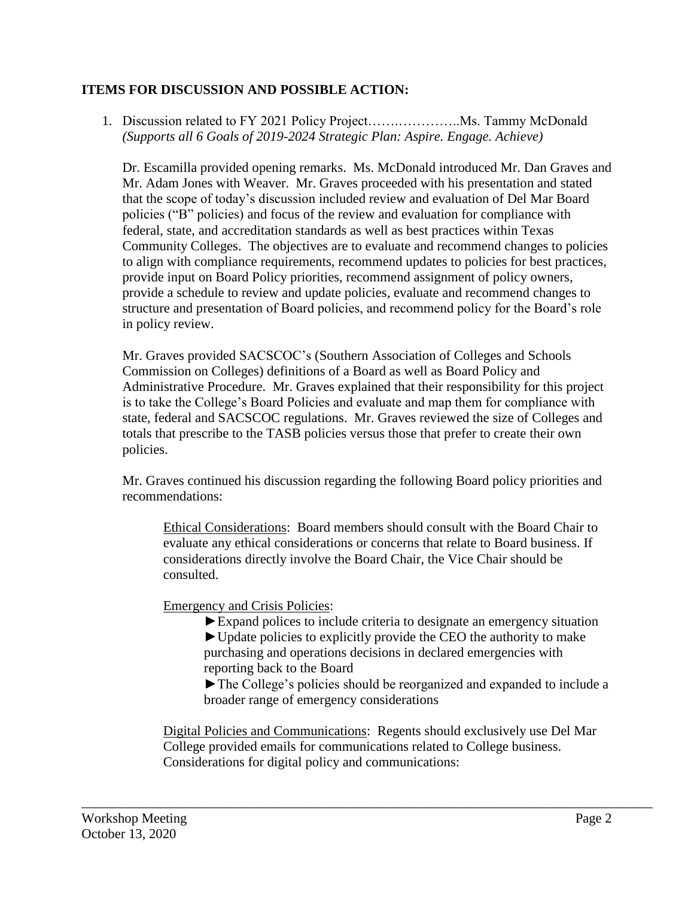**ITEMS FOR DISCUSSION AND POSSIBLE ACTION:**

1. Discussion related to FY 2021 Policy Project…….……………..Ms. Tammy McDonald
*(Supports all 6 Goals of 2019-2024 Strategic Plan: Aspire. Engage. Achieve)*

   Dr. Escamilla provided opening remarks. Ms. McDonald introduced Mr. Dan Graves and Mr. Adam Jones with Weaver. Mr. Graves proceeded with his presentation and stated that the scope of today's discussion included review and evaluation of Del Mar Board policies ("B" policies) and focus of the review and evaluation for compliance with federal, state, and accreditation standards as well as best practices within Texas Community Colleges. The objectives are to evaluate and recommend changes to policies to align with compliance requirements, recommend updates to policies for best practices, provide input on Board Policy priorities, recommend assignment of policy owners, provide a schedule to review and update policies, evaluate and recommend changes to structure and presentation of Board policies, and recommend policy for the Board's role in policy review.

   Mr. Graves provided SACSCOC's (Southern Association of Colleges and Schools Commission on Colleges) definitions of a Board as well as Board Policy and Administrative Procedure. Mr. Graves explained that their responsibility for this project is to take the College's Board Policies and evaluate and map them for compliance with state, federal and SACSCOC regulations. Mr. Graves reviewed the size of Colleges and totals that prescribe to the TASB policies versus those that prefer to create their own policies.

   Mr. Graves continued his discussion regarding the following Board policy priorities and recommendations:

   <u>Ethical Considerations</u>: Board members should consult with the Board Chair to evaluate any ethical considerations or concerns that relate to Board business. If considerations directly involve the Board Chair, the Vice Chair should be consulted.

   <u>Emergency and Crisis Policies</u>:

   ►Expand polices to include criteria to designate an emergency situation
   ►Update policies to explicitly provide the CEO the authority to make purchasing and operations decisions in declared emergencies with reporting back to the Board
   ►The College's policies should be reorganized and expanded to include a broader range of emergency considerations

   <u>Digital Policies and Communications</u>: Regents should exclusively use Del Mar College provided emails for communications related to College business. Considerations for digital policy and communications: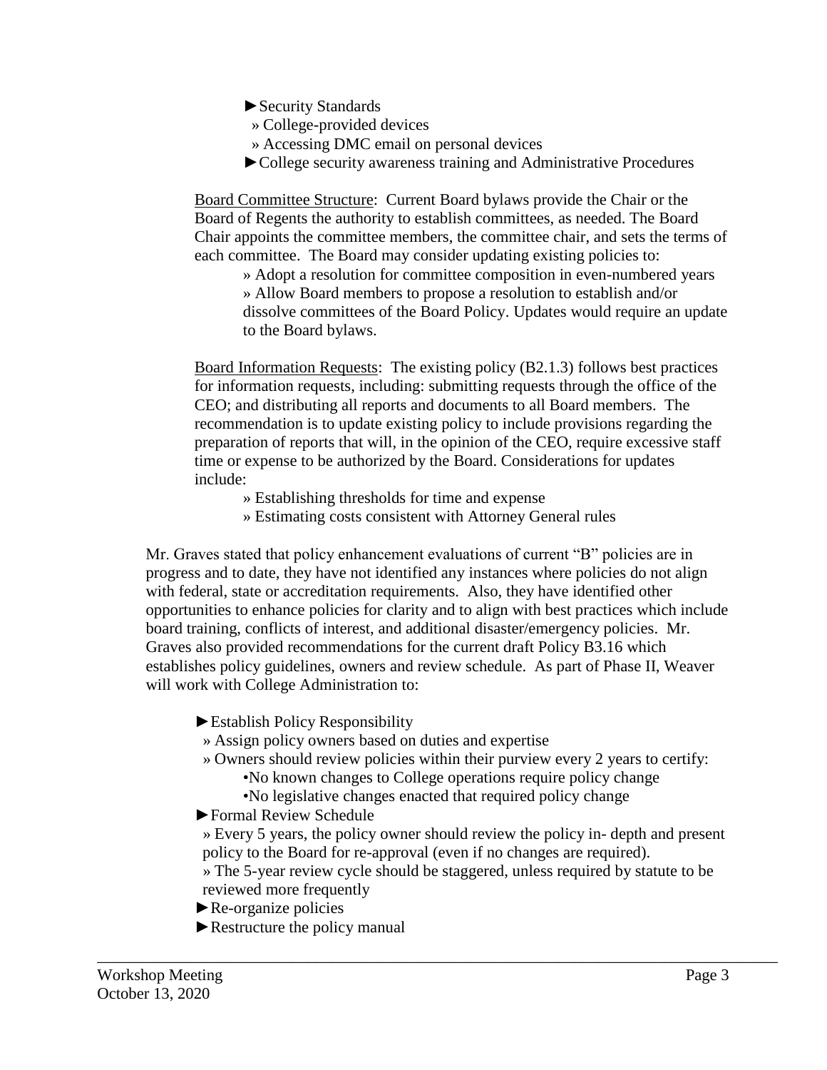- ►Security Standards
  - » College-provided devices
  - » Accessing DMC email on personal devices
- ►College security awareness training and Administrative Procedures

Board Committee Structure: Current Board bylaws provide the Chair or the Board of Regents the authority to establish committees, as needed. The Board Chair appoints the committee members, the committee chair, and sets the terms of each committee. The Board may consider updating existing policies to:

- » Adopt a resolution for committee composition in even-numbered years
- » Allow Board members to propose a resolution to establish and/or dissolve committees of the Board Policy. Updates would require an update to the Board bylaws.

Board Information Requests: The existing policy (B2.1.3) follows best practices for information requests, including: submitting requests through the office of the CEO; and distributing all reports and documents to all Board members. The recommendation is to update existing policy to include provisions regarding the preparation of reports that will, in the opinion of the CEO, require excessive staff time or expense to be authorized by the Board. Considerations for updates include:

- » Establishing thresholds for time and expense
- » Estimating costs consistent with Attorney General rules

Mr. Graves stated that policy enhancement evaluations of current "B" policies are in progress and to date, they have not identified any instances where policies do not align with federal, state or accreditation requirements. Also, they have identified other opportunities to enhance policies for clarity and to align with best practices which include board training, conflicts of interest, and additional disaster/emergency policies. Mr. Graves also provided recommendations for the current draft Policy B3.16 which establishes policy guidelines, owners and review schedule. As part of Phase II, Weaver will work with College Administration to:

- ►Establish Policy Responsibility
  - » Assign policy owners based on duties and expertise
  - » Owners should review policies within their purview every 2 years to certify:
    - •No known changes to College operations require policy change
    - •No legislative changes enacted that required policy change
- ►Formal Review Schedule
  - » Every 5 years, the policy owner should review the policy in- depth and present policy to the Board for re-approval (even if no changes are required).
  - » The 5-year review cycle should be staggered, unless required by statute to be reviewed more frequently
- ►Re-organize policies
- ►Restructure the policy manual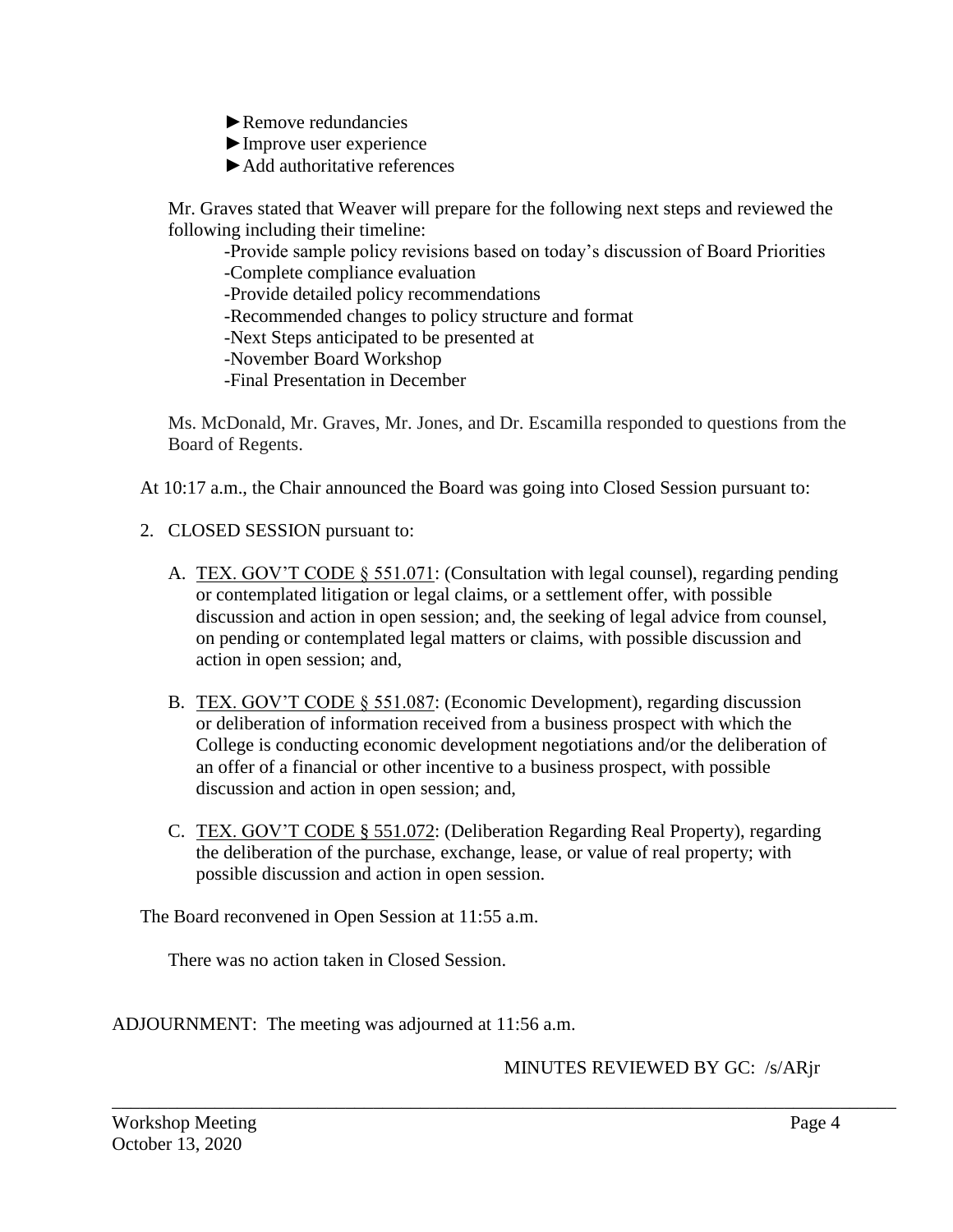- ►Remove redundancies
- ►Improve user experience
- ►Add authoritative references

Mr. Graves stated that Weaver will prepare for the following next steps and reviewed the following including their timeline:

- -Provide sample policy revisions based on today's discussion of Board Priorities
- -Complete compliance evaluation
- -Provide detailed policy recommendations
- -Recommended changes to policy structure and format
- -Next Steps anticipated to be presented at
- -November Board Workshop
- -Final Presentation in December

Ms. McDonald, Mr. Graves, Mr. Jones, and Dr. Escamilla responded to questions from the Board of Regents.

At 10:17 a.m., the Chair announced the Board was going into Closed Session pursuant to:

2. CLOSED SESSION pursuant to:

   A. TEX. GOV'T CODE § 551.071: (Consultation with legal counsel), regarding pending or contemplated litigation or legal claims, or a settlement offer, with possible discussion and action in open session; and, the seeking of legal advice from counsel, on pending or contemplated legal matters or claims, with possible discussion and action in open session; and,

   B. TEX. GOV'T CODE § 551.087: (Economic Development), regarding discussion or deliberation of information received from a business prospect with which the College is conducting economic development negotiations and/or the deliberation of an offer of a financial or other incentive to a business prospect, with possible discussion and action in open session; and,

   C. TEX. GOV'T CODE § 551.072: (Deliberation Regarding Real Property), regarding the deliberation of the purchase, exchange, lease, or value of real property; with possible discussion and action in open session.

The Board reconvened in Open Session at 11:55 a.m.

There was no action taken in Closed Session.

ADJOURNMENT: The meeting was adjourned at 11:56 a.m.

MINUTES REVIEWED BY GC: /s/ARjr